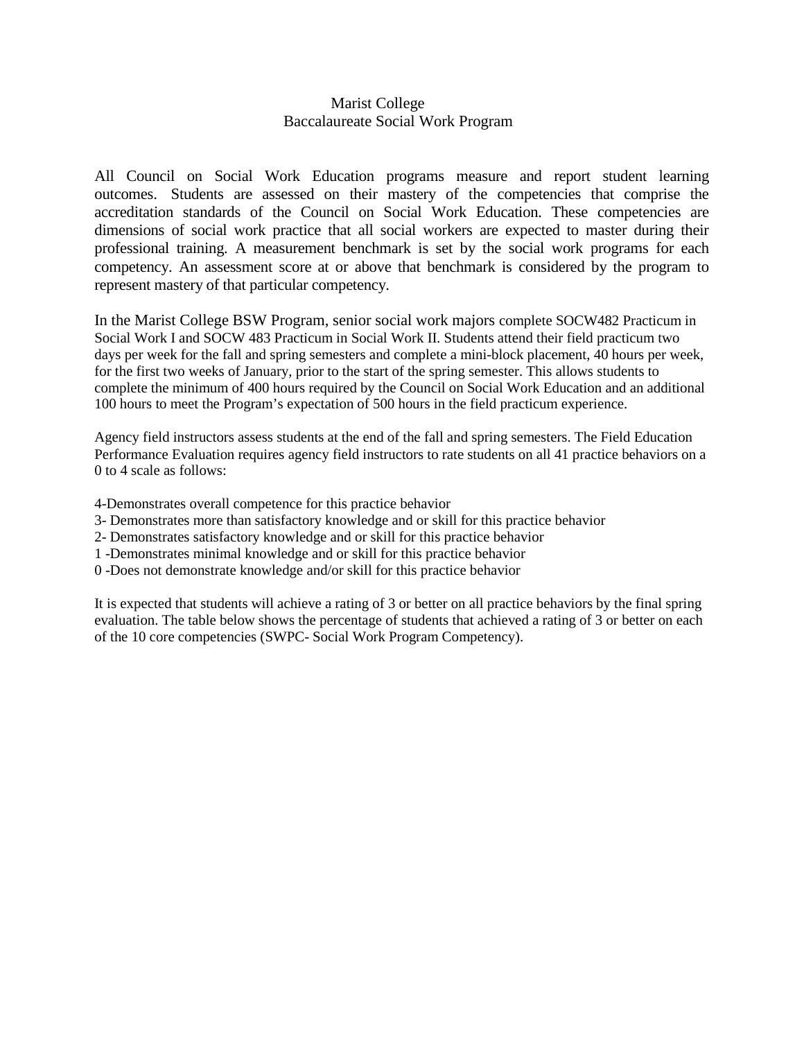# Marist College
## Baccalaureate Social Work Program

All Council on Social Work Education programs measure and report student learning outcomes. Students are assessed on their mastery of the competencies that comprise the accreditation standards of the Council on Social Work Education. These competencies are dimensions of social work practice that all social workers are expected to master during their professional training. A measurement benchmark is set by the social work programs for each competency. An assessment score at or above that benchmark is considered by the program to represent mastery of that particular competency.

In the Marist College BSW Program, senior social work majors complete SOCW482 Practicum in Social Work I and SOCW 483 Practicum in Social Work II. Students attend their field practicum two days per week for the fall and spring semesters and complete a mini-block placement, 40 hours per week, for the first two weeks of January, prior to the start of the spring semester. This allows students to complete the minimum of 400 hours required by the Council on Social Work Education and an additional 100 hours to meet the Program's expectation of 500 hours in the field practicum experience.

Agency field instructors assess students at the end of the fall and spring semesters. The Field Education Performance Evaluation requires agency field instructors to rate students on all 41 practice behaviors on a 0 to 4 scale as follows:

4-Demonstrates overall competence for this practice behavior
3- Demonstrates more than satisfactory knowledge and or skill for this practice behavior
2- Demonstrates satisfactory knowledge and or skill for this practice behavior
1 -Demonstrates minimal knowledge and or skill for this practice behavior
0 -Does not demonstrate knowledge and/or skill for this practice behavior

It is expected that students will achieve a rating of 3 or better on all practice behaviors by the final spring evaluation. The table below shows the percentage of students that achieved a rating of 3 or better on each of the 10 core competencies (SWPC- Social Work Program Competency).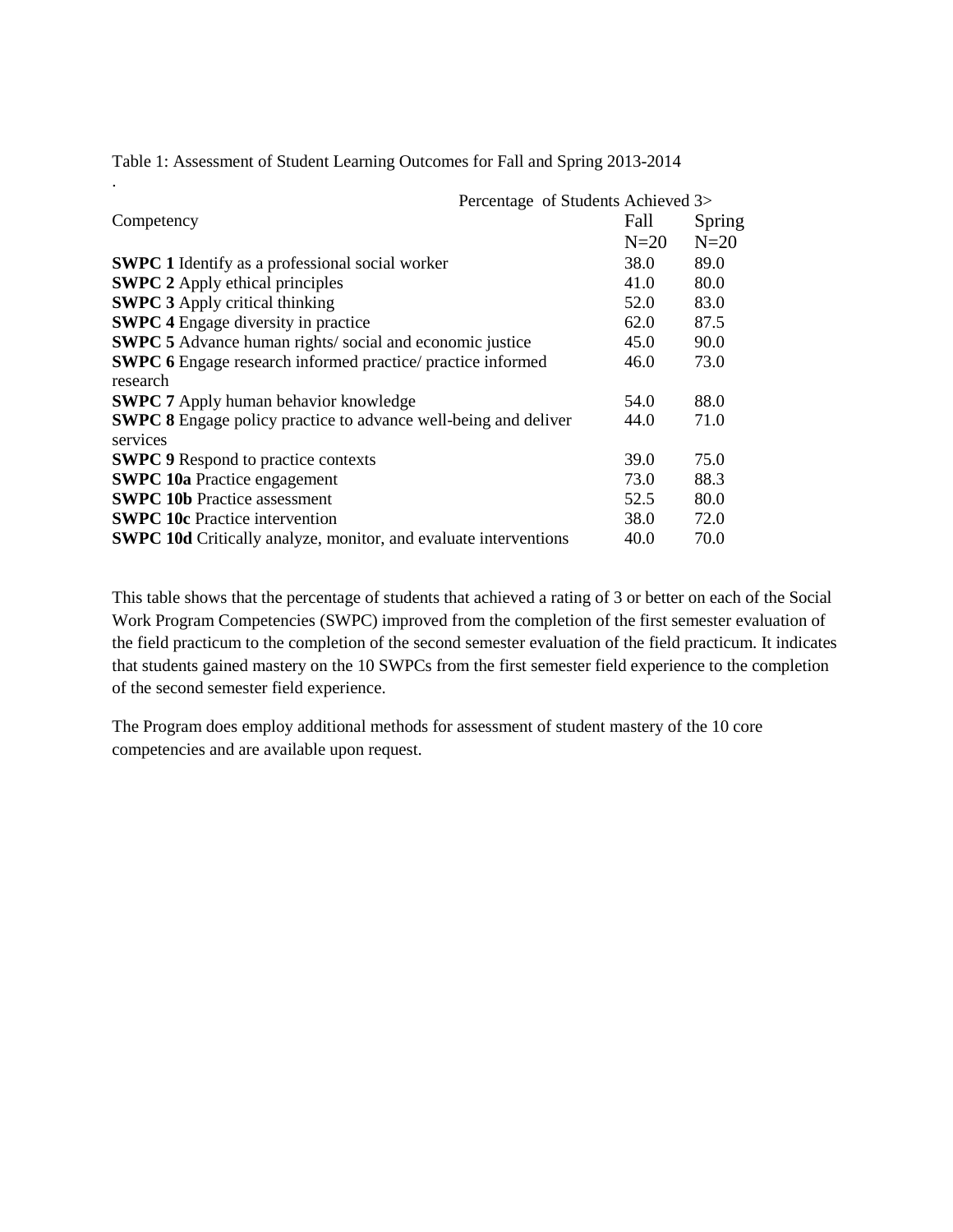Table 1: Assessment of Student Learning Outcomes for Fall and Spring 2013-2014

.

| Competency | Percentage of Students Achieved 3> | |
|---|---|---|
| | Fall N=20 | Spring N=20 |
| **SWPC 1** Identify as a professional social worker | 38.0 | 89.0 |
| **SWPC 2** Apply ethical principles | 41.0 | 80.0 |
| **SWPC 3** Apply critical thinking | 52.0 | 83.0 |
| **SWPC 4** Engage diversity in practice | 62.0 | 87.5 |
| **SWPC 5** Advance human rights/ social and economic justice | 45.0 | 90.0 |
| **SWPC 6** Engage research informed practice/ practice informed research | 46.0 | 73.0 |
| **SWPC 7** Apply human behavior knowledge | 54.0 | 88.0 |
| **SWPC 8** Engage policy practice to advance well-being and deliver services | 44.0 | 71.0 |
| **SWPC 9** Respond to practice contexts | 39.0 | 75.0 |
| **SWPC 10a** Practice engagement | 73.0 | 88.3 |
| **SWPC 10b** Practice assessment | 52.5 | 80.0 |
| **SWPC 10c** Practice intervention | 38.0 | 72.0 |
| **SWPC 10d** Critically analyze, monitor, and evaluate interventions | 40.0 | 70.0 |

This table shows that the percentage of students that achieved a rating of 3 or better on each of the Social Work Program Competencies (SWPC) improved from the completion of the first semester evaluation of the field practicum to the completion of the second semester evaluation of the field practicum. It indicates that students gained mastery on the 10 SWPCs from the first semester field experience to the completion of the second semester field experience.

The Program does employ additional methods for assessment of student mastery of the 10 core competencies and are available upon request.